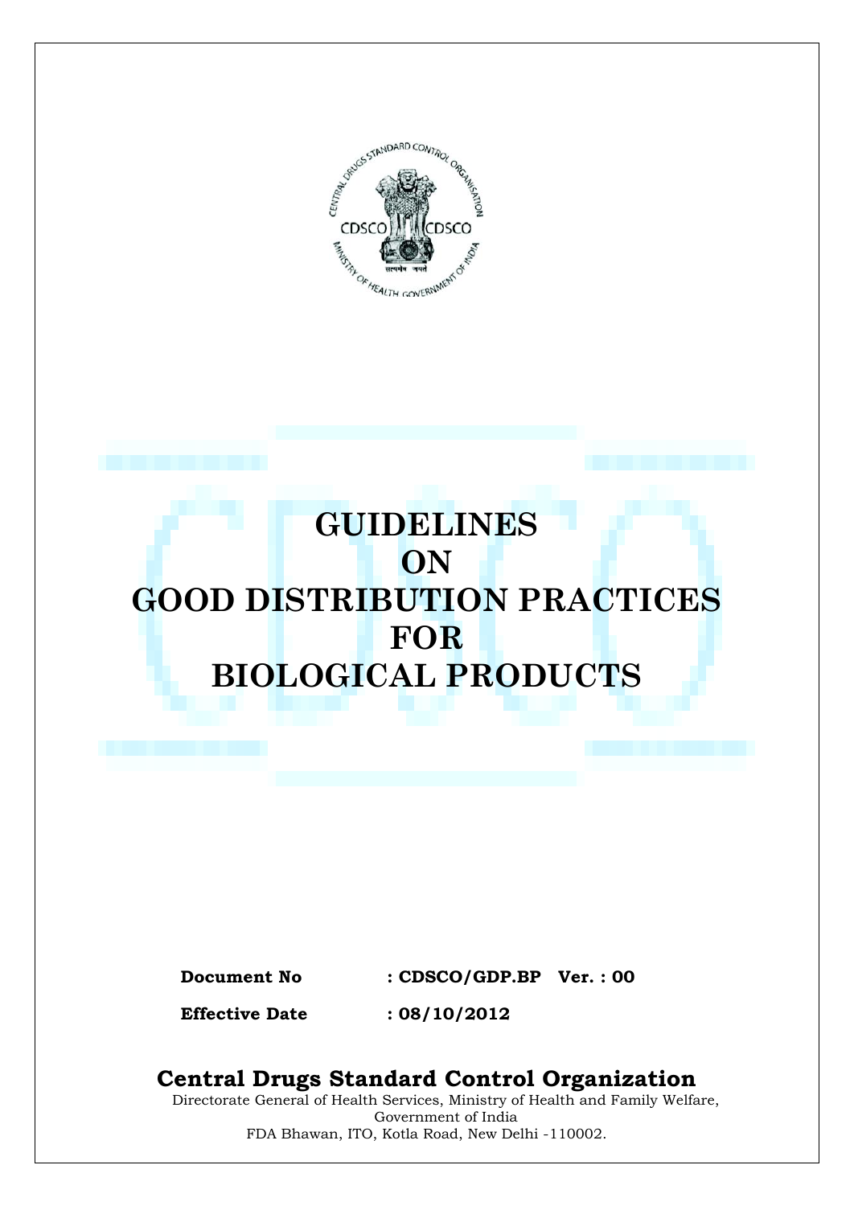# GUIDELINES ON GOOD DISTRIBUTION PRACTICES FOR BIOLOGICAL PRODUCTS

**Document No** : **CDSCO/GDP.BP Ver. : 00**

**Effective Date** : **08/10/2012**

**Central Drugs Standard Control Organization**

Directorate General of Health Services, Ministry of Health and Family Welfare, Government of India

FDA Bhawan, ITO, Kotla Road, New Delhi -110002.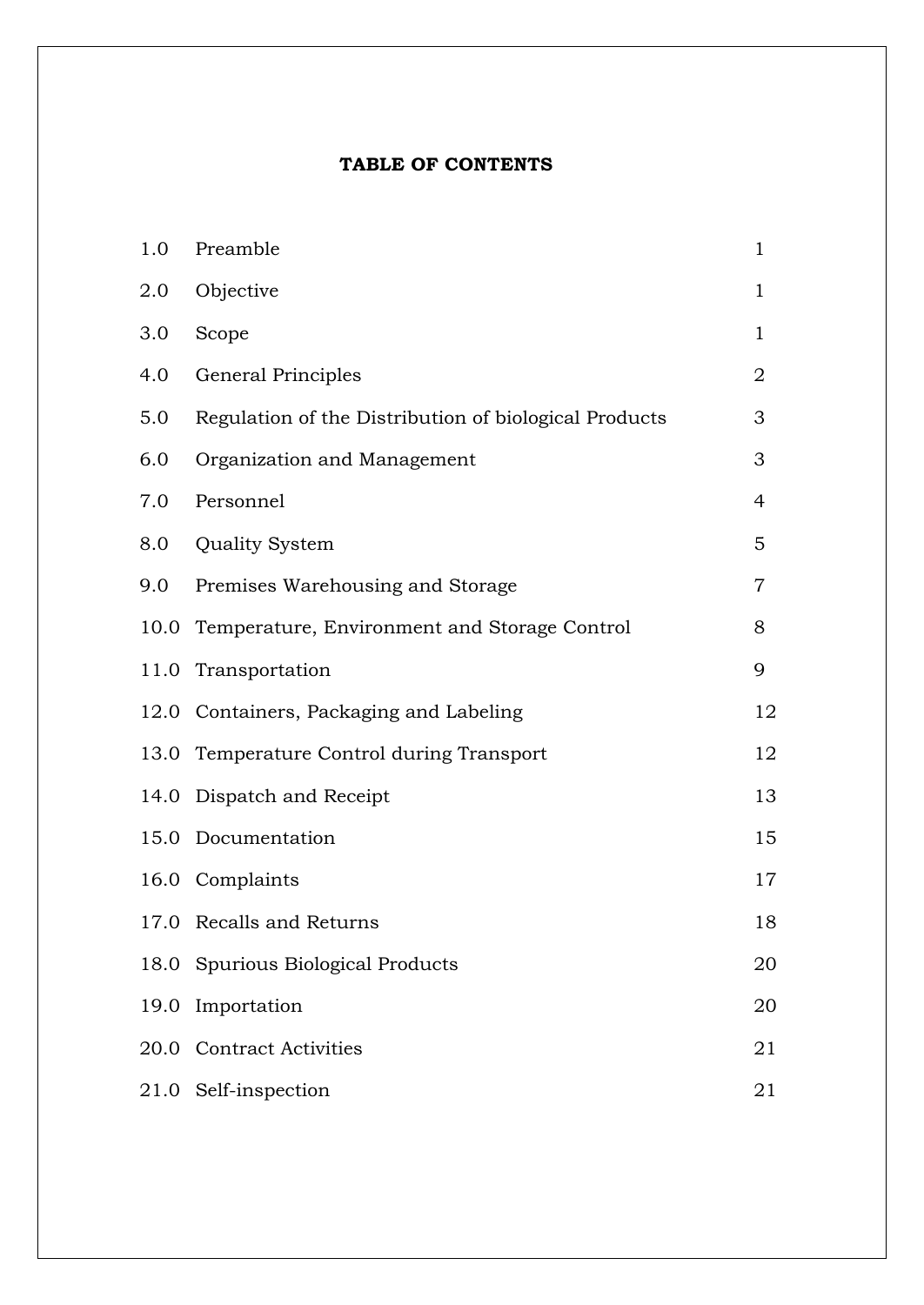# TABLE OF CONTENTS

| | | |
|---|---|---|
| 1.0 | Preamble | 1 |
| 2.0 | Objective | 1 |
| 3.0 | Scope | 1 |
| 4.0 | General Principles | 2 |
| 5.0 | Regulation of the Distribution of biological Products | 3 |
| 6.0 | Organization and Management | 3 |
| 7.0 | Personnel | 4 |
| 8.0 | Quality System | 5 |
| 9.0 | Premises Warehousing and Storage | 7 |
| 10.0 | Temperature, Environment and Storage Control | 8 |
| 11.0 | Transportation | 9 |
| 12.0 | Containers, Packaging and Labeling | 12 |
| 13.0 | Temperature Control during Transport | 12 |
| 14.0 | Dispatch and Receipt | 13 |
| 15.0 | Documentation | 15 |
| 16.0 | Complaints | 17 |
| 17.0 | Recalls and Returns | 18 |
| 18.0 | Spurious Biological Products | 20 |
| 19.0 | Importation | 20 |
| 20.0 | Contract Activities | 21 |
| 21.0 | Self-inspection | 21 |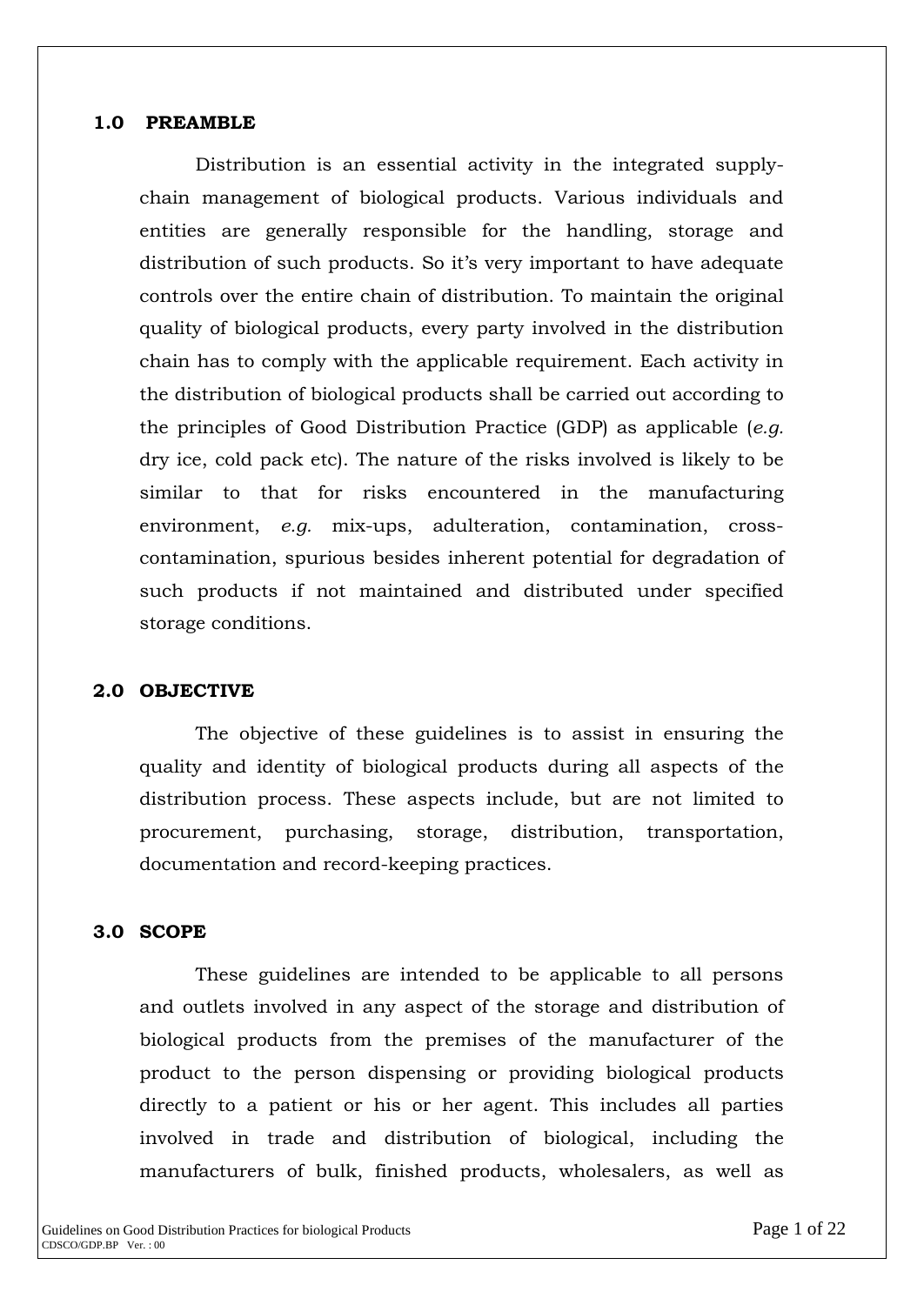## 1.0 PREAMBLE

Distribution is an essential activity in the integrated supply-chain management of biological products. Various individuals and entities are generally responsible for the handling, storage and distribution of such products. So it's very important to have adequate controls over the entire chain of distribution. To maintain the original quality of biological products, every party involved in the distribution chain has to comply with the applicable requirement. Each activity in the distribution of biological products shall be carried out according to the principles of Good Distribution Practice (GDP) as applicable (*e.g.* dry ice, cold pack etc). The nature of the risks involved is likely to be similar to that for risks encountered in the manufacturing environment, *e.g.* mix-ups, adulteration, contamination, cross-contamination, spurious besides inherent potential for degradation of such products if not maintained and distributed under specified storage conditions.

## 2.0 OBJECTIVE

The objective of these guidelines is to assist in ensuring the quality and identity of biological products during all aspects of the distribution process. These aspects include, but are not limited to procurement, purchasing, storage, distribution, transportation, documentation and record-keeping practices.

## 3.0 SCOPE

These guidelines are intended to be applicable to all persons and outlets involved in any aspect of the storage and distribution of biological products from the premises of the manufacturer of the product to the person dispensing or providing biological products directly to a patient or his or her agent. This includes all parties involved in trade and distribution of biological, including the manufacturers of bulk, finished products, wholesalers, as well as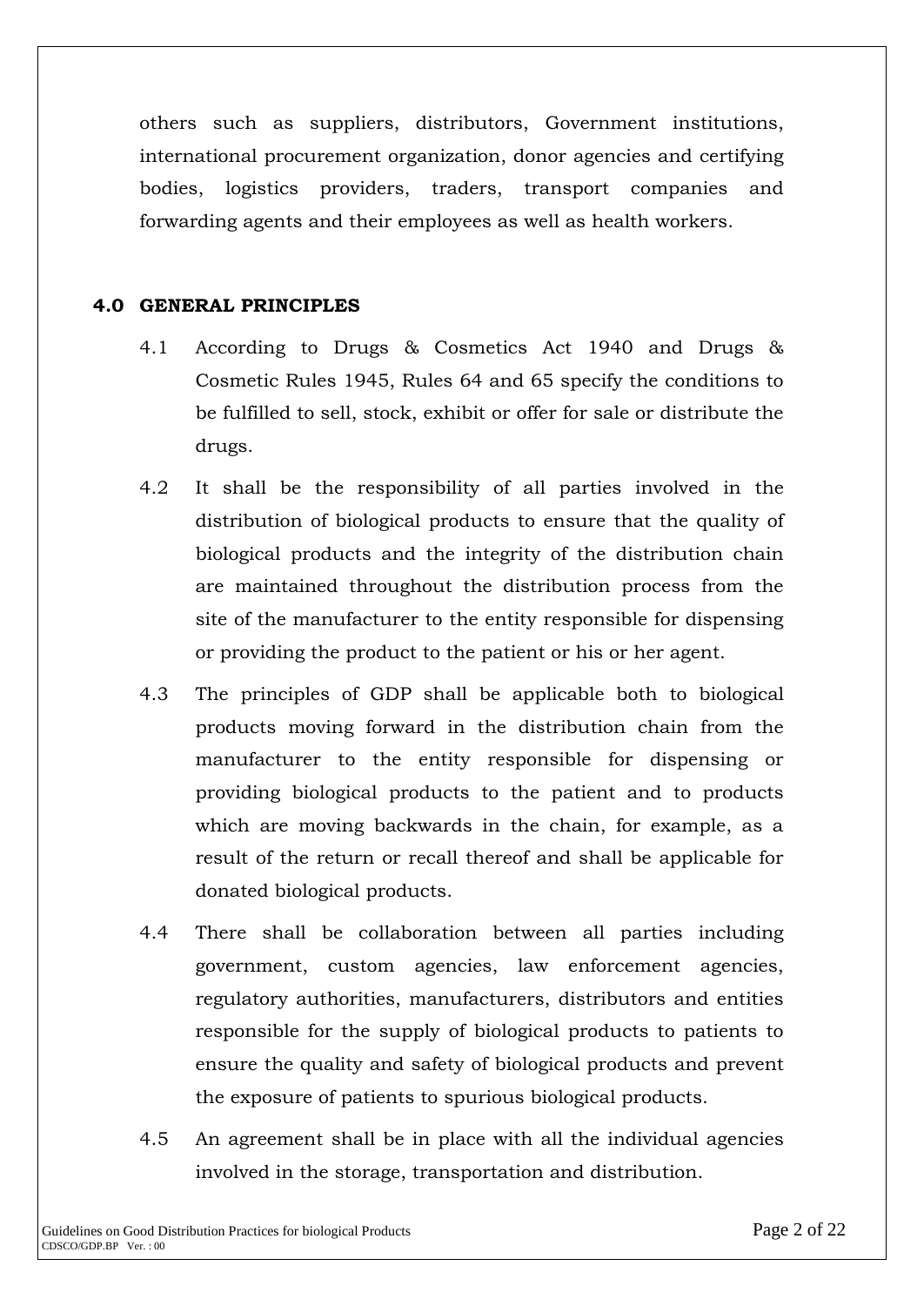others such as suppliers, distributors, Government institutions, international procurement organization, donor agencies and certifying bodies, logistics providers, traders, transport companies and forwarding agents and their employees as well as health workers.

## 4.0 GENERAL PRINCIPLES

4.1 According to Drugs & Cosmetics Act 1940 and Drugs & Cosmetic Rules 1945, Rules 64 and 65 specify the conditions to be fulfilled to sell, stock, exhibit or offer for sale or distribute the drugs.

4.2 It shall be the responsibility of all parties involved in the distribution of biological products to ensure that the quality of biological products and the integrity of the distribution chain are maintained throughout the distribution process from the site of the manufacturer to the entity responsible for dispensing or providing the product to the patient or his or her agent.

4.3 The principles of GDP shall be applicable both to biological products moving forward in the distribution chain from the manufacturer to the entity responsible for dispensing or providing biological products to the patient and to products which are moving backwards in the chain, for example, as a result of the return or recall thereof and shall be applicable for donated biological products.

4.4 There shall be collaboration between all parties including government, custom agencies, law enforcement agencies, regulatory authorities, manufacturers, distributors and entities responsible for the supply of biological products to patients to ensure the quality and safety of biological products and prevent the exposure of patients to spurious biological products.

4.5 An agreement shall be in place with all the individual agencies involved in the storage, transportation and distribution.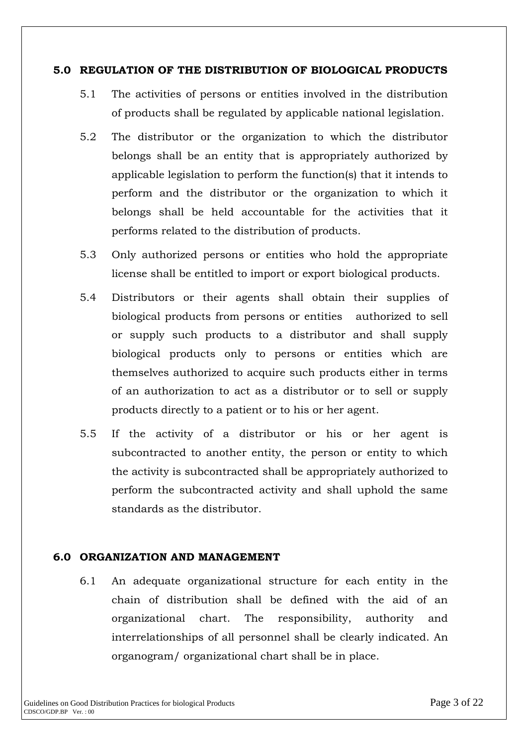## 5.0 REGULATION OF THE DISTRIBUTION OF BIOLOGICAL PRODUCTS

5.1 The activities of persons or entities involved in the distribution of products shall be regulated by applicable national legislation.

5.2 The distributor or the organization to which the distributor belongs shall be an entity that is appropriately authorized by applicable legislation to perform the function(s) that it intends to perform and the distributor or the organization to which it belongs shall be held accountable for the activities that it performs related to the distribution of products.

5.3 Only authorized persons or entities who hold the appropriate license shall be entitled to import or export biological products.

5.4 Distributors or their agents shall obtain their supplies of biological products from persons or entities authorized to sell or supply such products to a distributor and shall supply biological products only to persons or entities which are themselves authorized to acquire such products either in terms of an authorization to act as a distributor or to sell or supply products directly to a patient or to his or her agent.

5.5 If the activity of a distributor or his or her agent is subcontracted to another entity, the person or entity to which the activity is subcontracted shall be appropriately authorized to perform the subcontracted activity and shall uphold the same standards as the distributor.

## 6.0 ORGANIZATION AND MANAGEMENT

6.1 An adequate organizational structure for each entity in the chain of distribution shall be defined with the aid of an organizational chart. The responsibility, authority and interrelationships of all personnel shall be clearly indicated. An organogram/ organizational chart shall be in place.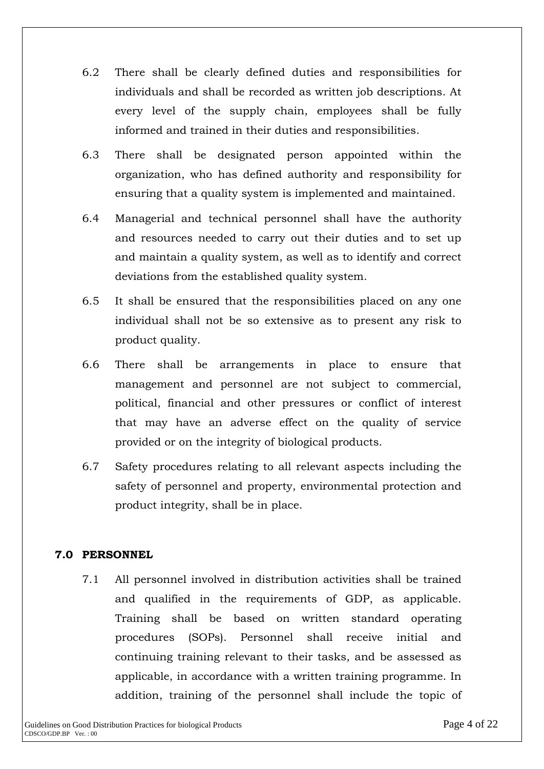6.2 There shall be clearly defined duties and responsibilities for individuals and shall be recorded as written job descriptions. At every level of the supply chain, employees shall be fully informed and trained in their duties and responsibilities.

6.3 There shall be designated person appointed within the organization, who has defined authority and responsibility for ensuring that a quality system is implemented and maintained.

6.4 Managerial and technical personnel shall have the authority and resources needed to carry out their duties and to set up and maintain a quality system, as well as to identify and correct deviations from the established quality system.

6.5 It shall be ensured that the responsibilities placed on any one individual shall not be so extensive as to present any risk to product quality.

6.6 There shall be arrangements in place to ensure that management and personnel are not subject to commercial, political, financial and other pressures or conflict of interest that may have an adverse effect on the quality of service provided or on the integrity of biological products.

6.7 Safety procedures relating to all relevant aspects including the safety of personnel and property, environmental protection and product integrity, shall be in place.

## 7.0 PERSONNEL

7.1 All personnel involved in distribution activities shall be trained and qualified in the requirements of GDP, as applicable. Training shall be based on written standard operating procedures (SOPs). Personnel shall receive initial and continuing training relevant to their tasks, and be assessed as applicable, in accordance with a written training programme. In addition, training of the personnel shall include the topic of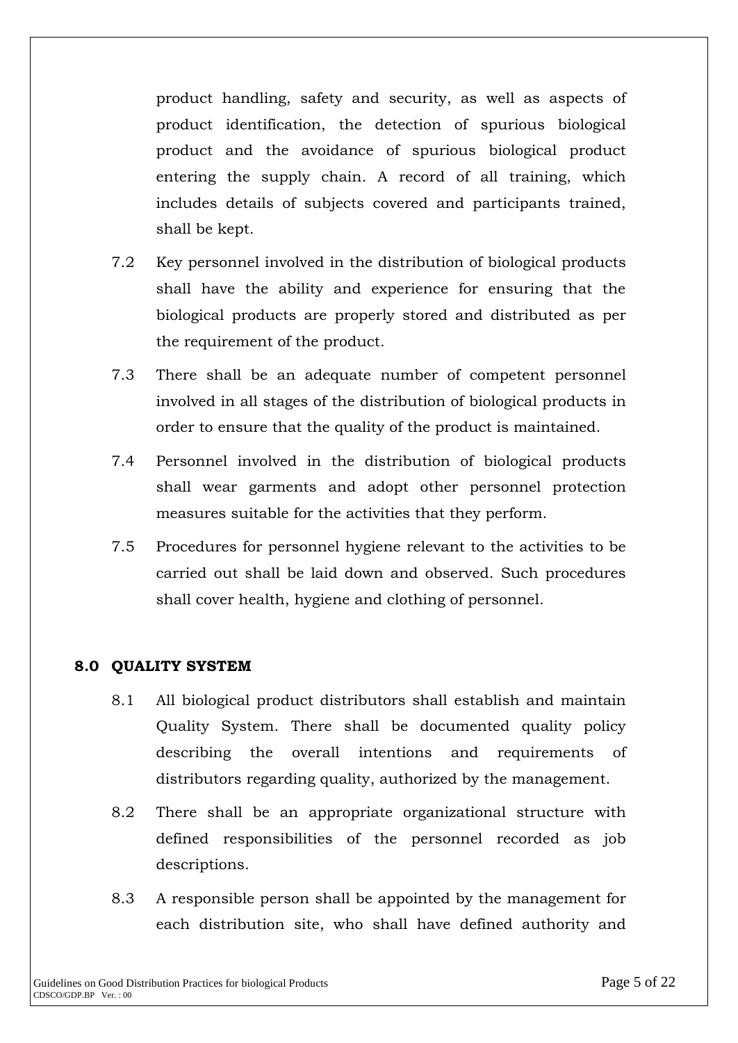product handling, safety and security, as well as aspects of product identification, the detection of spurious biological product and the avoidance of spurious biological product entering the supply chain. A record of all training, which includes details of subjects covered and participants trained, shall be kept.

7.2 Key personnel involved in the distribution of biological products shall have the ability and experience for ensuring that the biological products are properly stored and distributed as per the requirement of the product.

7.3 There shall be an adequate number of competent personnel involved in all stages of the distribution of biological products in order to ensure that the quality of the product is maintained.

7.4 Personnel involved in the distribution of biological products shall wear garments and adopt other personnel protection measures suitable for the activities that they perform.

7.5 Procedures for personnel hygiene relevant to the activities to be carried out shall be laid down and observed. Such procedures shall cover health, hygiene and clothing of personnel.

## 8.0 QUALITY SYSTEM

8.1 All biological product distributors shall establish and maintain Quality System. There shall be documented quality policy describing the overall intentions and requirements of distributors regarding quality, authorized by the management.

8.2 There shall be an appropriate organizational structure with defined responsibilities of the personnel recorded as job descriptions.

8.3 A responsible person shall be appointed by the management for each distribution site, who shall have defined authority and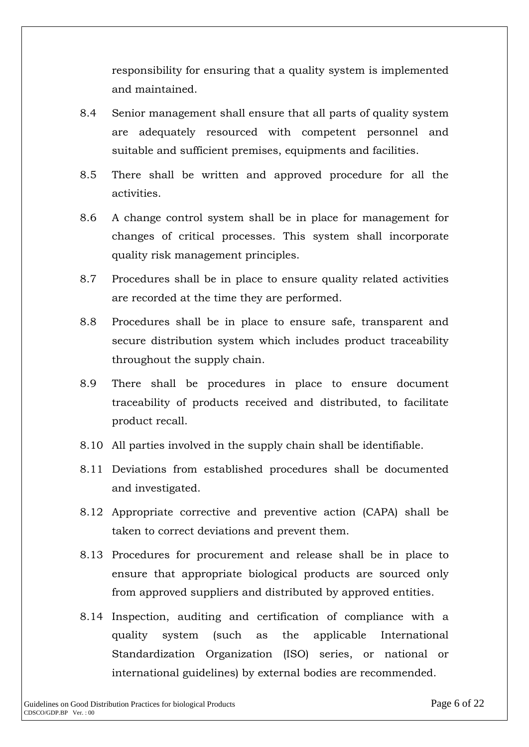responsibility for ensuring that a quality system is implemented and maintained.

8.4 Senior management shall ensure that all parts of quality system are adequately resourced with competent personnel and suitable and sufficient premises, equipments and facilities.

8.5 There shall be written and approved procedure for all the activities.

8.6 A change control system shall be in place for management for changes of critical processes. This system shall incorporate quality risk management principles.

8.7 Procedures shall be in place to ensure quality related activities are recorded at the time they are performed.

8.8 Procedures shall be in place to ensure safe, transparent and secure distribution system which includes product traceability throughout the supply chain.

8.9 There shall be procedures in place to ensure document traceability of products received and distributed, to facilitate product recall.

8.10 All parties involved in the supply chain shall be identifiable.

8.11 Deviations from established procedures shall be documented and investigated.

8.12 Appropriate corrective and preventive action (CAPA) shall be taken to correct deviations and prevent them.

8.13 Procedures for procurement and release shall be in place to ensure that appropriate biological products are sourced only from approved suppliers and distributed by approved entities.

8.14 Inspection, auditing and certification of compliance with a quality system (such as the applicable International Standardization Organization (ISO) series, or national or international guidelines) by external bodies are recommended.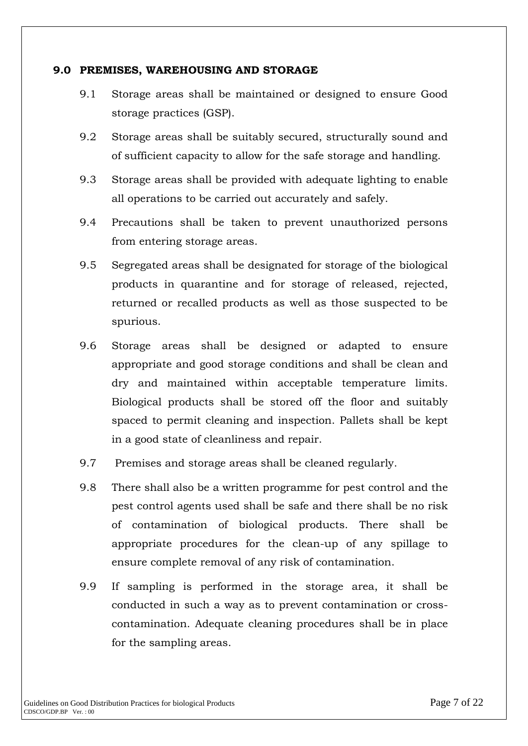## 9.0 PREMISES, WAREHOUSING AND STORAGE

9.1 Storage areas shall be maintained or designed to ensure Good storage practices (GSP).

9.2 Storage areas shall be suitably secured, structurally sound and of sufficient capacity to allow for the safe storage and handling.

9.3 Storage areas shall be provided with adequate lighting to enable all operations to be carried out accurately and safely.

9.4 Precautions shall be taken to prevent unauthorized persons from entering storage areas.

9.5 Segregated areas shall be designated for storage of the biological products in quarantine and for storage of released, rejected, returned or recalled products as well as those suspected to be spurious.

9.6 Storage areas shall be designed or adapted to ensure appropriate and good storage conditions and shall be clean and dry and maintained within acceptable temperature limits. Biological products shall be stored off the floor and suitably spaced to permit cleaning and inspection. Pallets shall be kept in a good state of cleanliness and repair.

9.7 Premises and storage areas shall be cleaned regularly.

9.8 There shall also be a written programme for pest control and the pest control agents used shall be safe and there shall be no risk of contamination of biological products. There shall be appropriate procedures for the clean-up of any spillage to ensure complete removal of any risk of contamination.

9.9 If sampling is performed in the storage area, it shall be conducted in such a way as to prevent contamination or cross-contamination. Adequate cleaning procedures shall be in place for the sampling areas.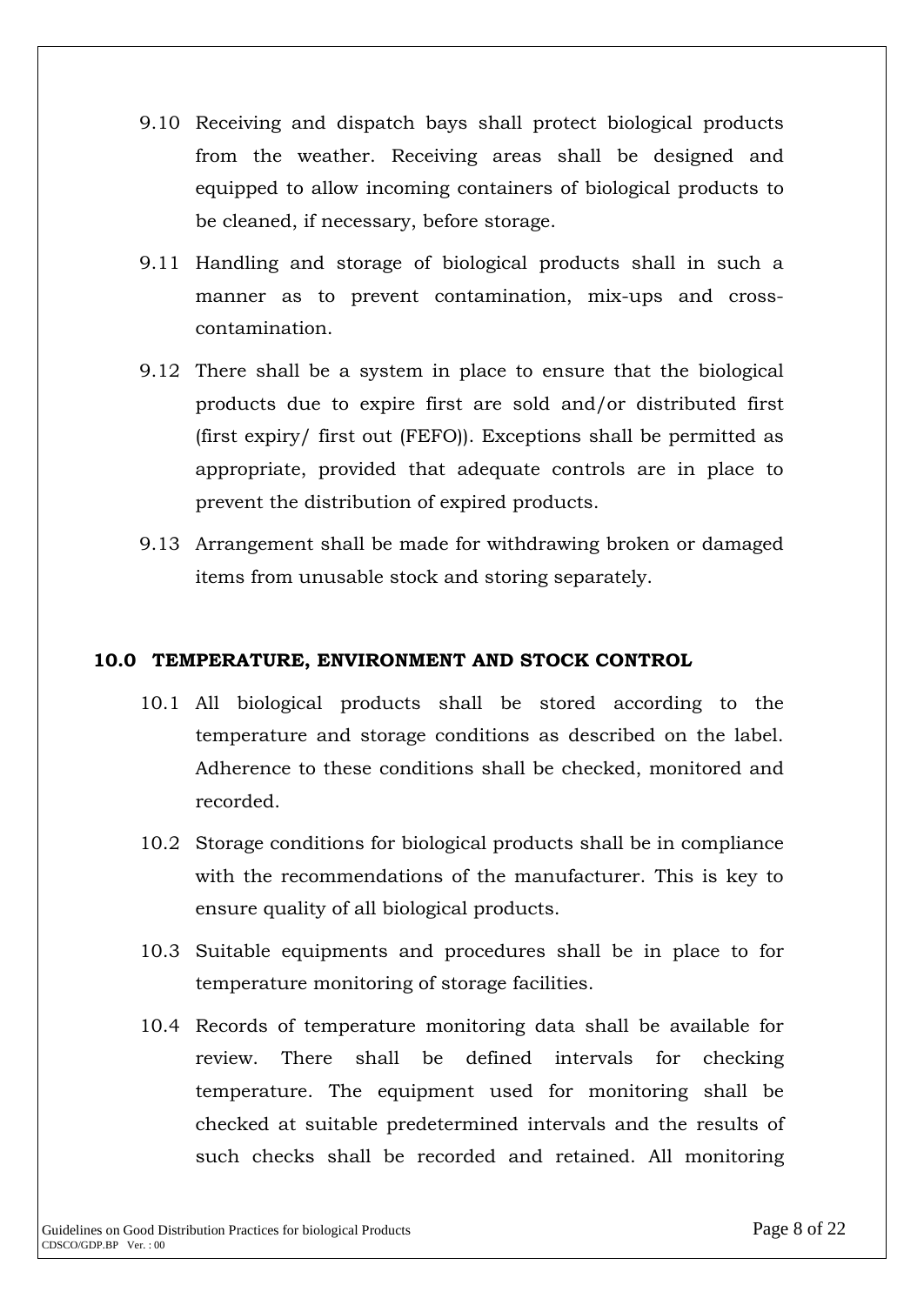9.10 Receiving and dispatch bays shall protect biological products from the weather. Receiving areas shall be designed and equipped to allow incoming containers of biological products to be cleaned, if necessary, before storage.

9.11 Handling and storage of biological products shall in such a manner as to prevent contamination, mix-ups and cross-contamination.

9.12 There shall be a system in place to ensure that the biological products due to expire first are sold and/or distributed first (first expiry/ first out (FEFO)). Exceptions shall be permitted as appropriate, provided that adequate controls are in place to prevent the distribution of expired products.

9.13 Arrangement shall be made for withdrawing broken or damaged items from unusable stock and storing separately.

## 10.0 TEMPERATURE, ENVIRONMENT AND STOCK CONTROL

10.1 All biological products shall be stored according to the temperature and storage conditions as described on the label. Adherence to these conditions shall be checked, monitored and recorded.

10.2 Storage conditions for biological products shall be in compliance with the recommendations of the manufacturer. This is key to ensure quality of all biological products.

10.3 Suitable equipments and procedures shall be in place to for temperature monitoring of storage facilities.

10.4 Records of temperature monitoring data shall be available for review. There shall be defined intervals for checking temperature. The equipment used for monitoring shall be checked at suitable predetermined intervals and the results of such checks shall be recorded and retained. All monitoring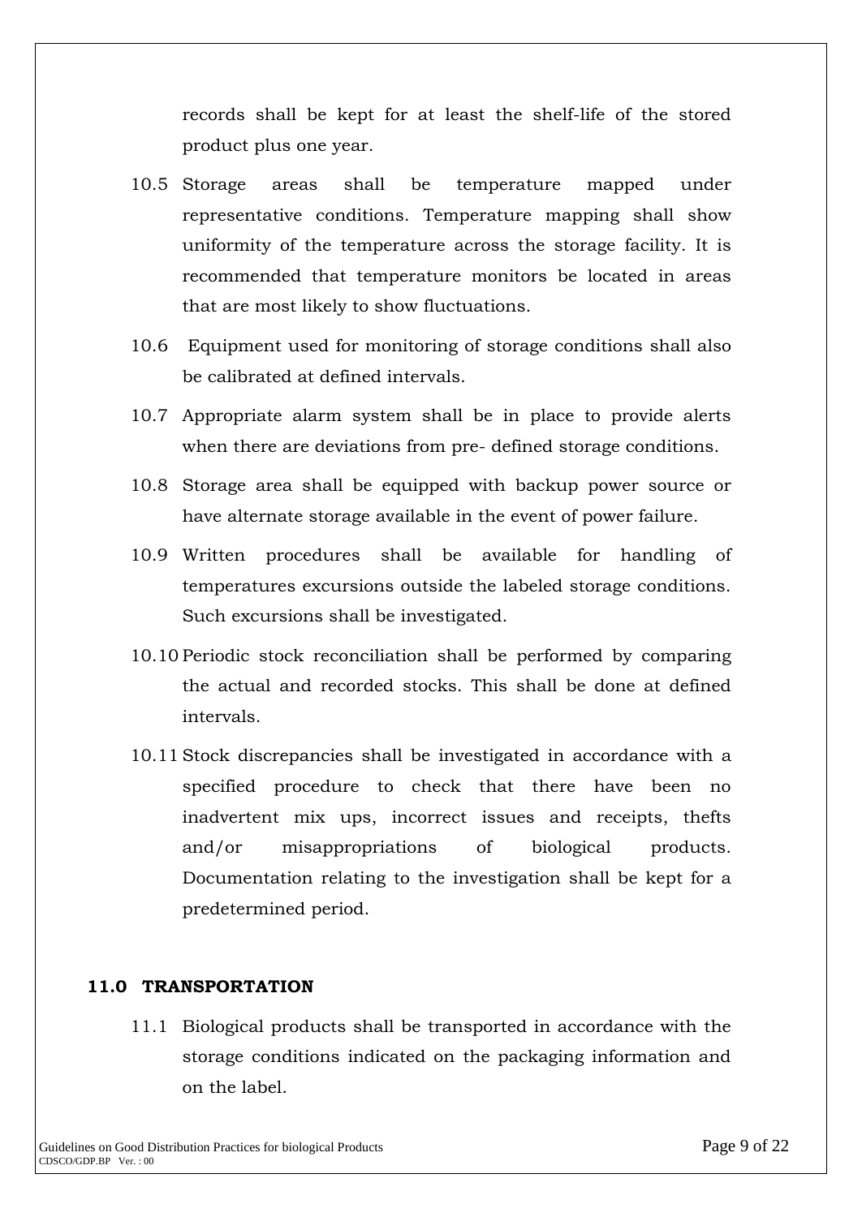records shall be kept for at least the shelf-life of the stored product plus one year.

10.5 Storage areas shall be temperature mapped under representative conditions. Temperature mapping shall show uniformity of the temperature across the storage facility. It is recommended that temperature monitors be located in areas that are most likely to show fluctuations.

10.6 Equipment used for monitoring of storage conditions shall also be calibrated at defined intervals.

10.7 Appropriate alarm system shall be in place to provide alerts when there are deviations from pre- defined storage conditions.

10.8 Storage area shall be equipped with backup power source or have alternate storage available in the event of power failure.

10.9 Written procedures shall be available for handling of temperatures excursions outside the labeled storage conditions. Such excursions shall be investigated.

10.10 Periodic stock reconciliation shall be performed by comparing the actual and recorded stocks. This shall be done at defined intervals.

10.11 Stock discrepancies shall be investigated in accordance with a specified procedure to check that there have been no inadvertent mix ups, incorrect issues and receipts, thefts and/or misappropriations of biological products. Documentation relating to the investigation shall be kept for a predetermined period.

## 11.0 TRANSPORTATION

11.1 Biological products shall be transported in accordance with the storage conditions indicated on the packaging information and on the label.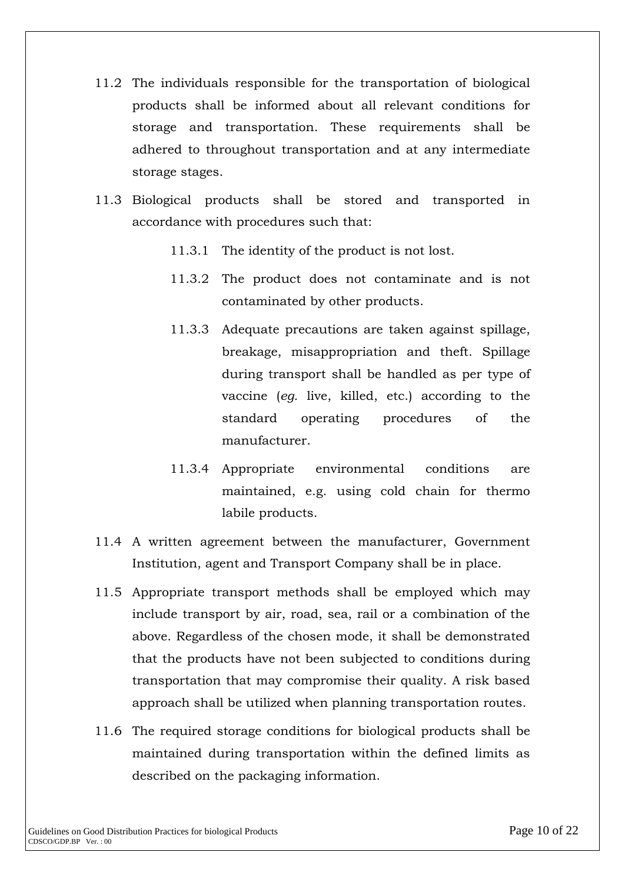11.2 The individuals responsible for the transportation of biological products shall be informed about all relevant conditions for storage and transportation. These requirements shall be adhered to throughout transportation and at any intermediate storage stages.

11.3 Biological products shall be stored and transported in accordance with procedures such that:

> 11.3.1 The identity of the product is not lost.
>
> 11.3.2 The product does not contaminate and is not contaminated by other products.
>
> 11.3.3 Adequate precautions are taken against spillage, breakage, misappropriation and theft. Spillage during transport shall be handled as per type of vaccine (*eg.* live, killed, etc.) according to the standard operating procedures of the manufacturer.
>
> 11.3.4 Appropriate environmental conditions are maintained, e.g. using cold chain for thermo labile products.

11.4 A written agreement between the manufacturer, Government Institution, agent and Transport Company shall be in place.

11.5 Appropriate transport methods shall be employed which may include transport by air, road, sea, rail or a combination of the above. Regardless of the chosen mode, it shall be demonstrated that the products have not been subjected to conditions during transportation that may compromise their quality. A risk based approach shall be utilized when planning transportation routes.

11.6 The required storage conditions for biological products shall be maintained during transportation within the defined limits as described on the packaging information.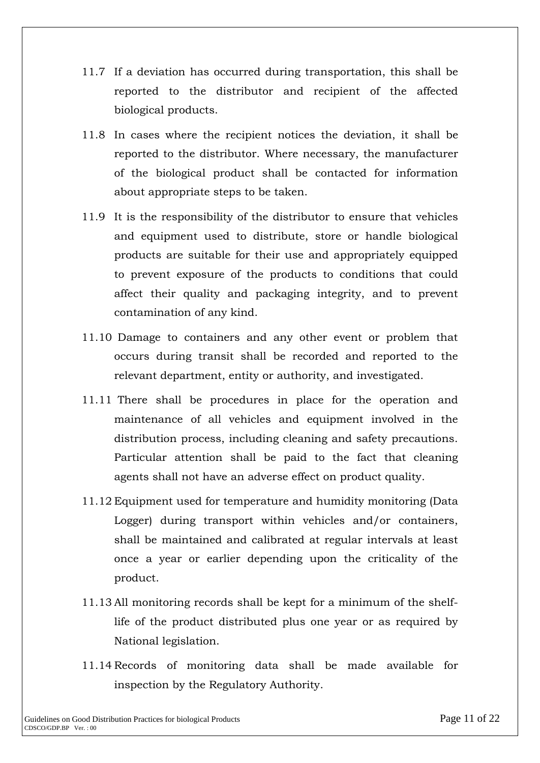11.7 If a deviation has occurred during transportation, this shall be reported to the distributor and recipient of the affected biological products.

11.8 In cases where the recipient notices the deviation, it shall be reported to the distributor. Where necessary, the manufacturer of the biological product shall be contacted for information about appropriate steps to be taken.

11.9 It is the responsibility of the distributor to ensure that vehicles and equipment used to distribute, store or handle biological products are suitable for their use and appropriately equipped to prevent exposure of the products to conditions that could affect their quality and packaging integrity, and to prevent contamination of any kind.

11.10 Damage to containers and any other event or problem that occurs during transit shall be recorded and reported to the relevant department, entity or authority, and investigated.

11.11 There shall be procedures in place for the operation and maintenance of all vehicles and equipment involved in the distribution process, including cleaning and safety precautions. Particular attention shall be paid to the fact that cleaning agents shall not have an adverse effect on product quality.

11.12 Equipment used for temperature and humidity monitoring (Data Logger) during transport within vehicles and/or containers, shall be maintained and calibrated at regular intervals at least once a year or earlier depending upon the criticality of the product.

11.13 All monitoring records shall be kept for a minimum of the shelf-life of the product distributed plus one year or as required by National legislation.

11.14 Records of monitoring data shall be made available for inspection by the Regulatory Authority.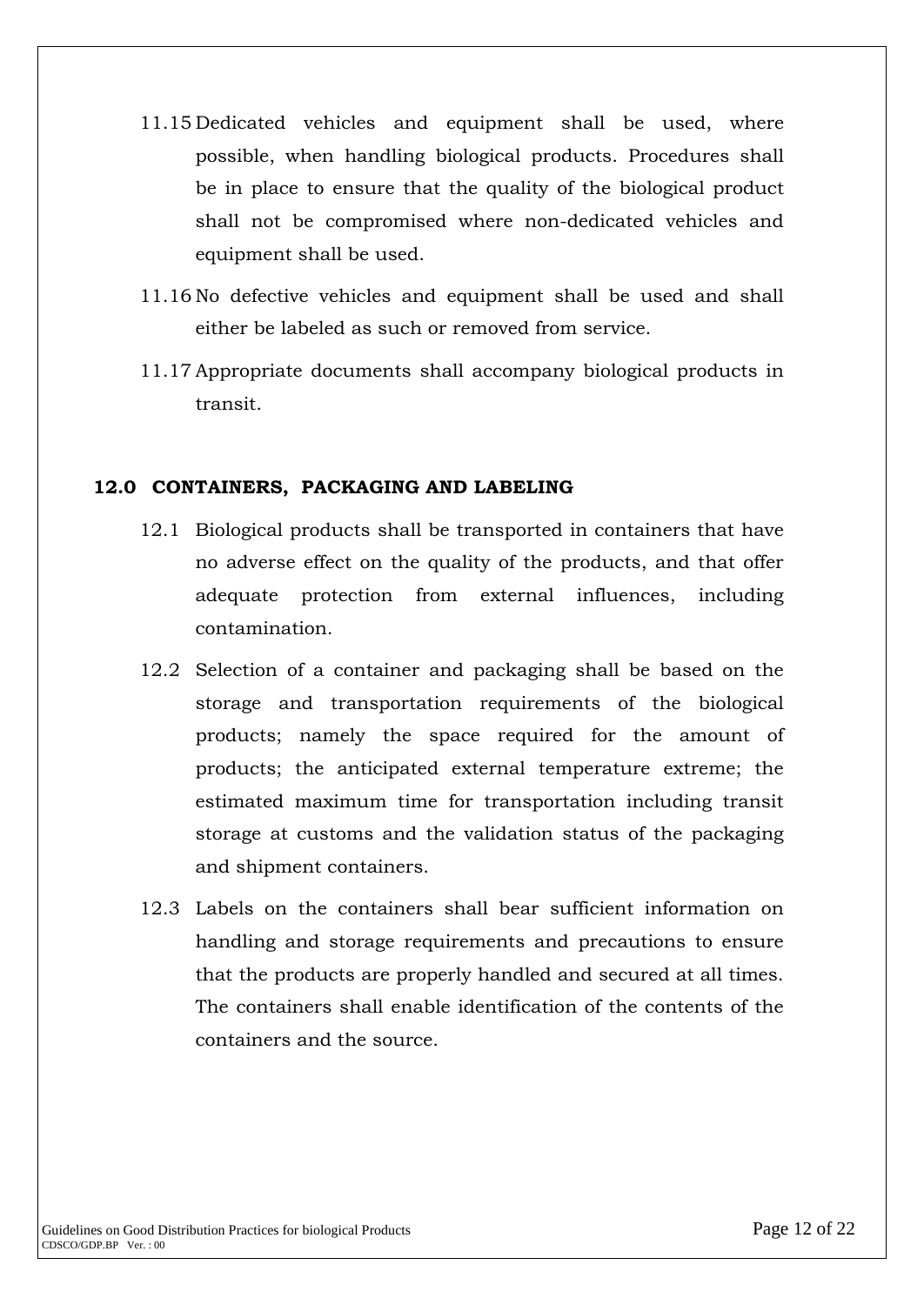11.15 Dedicated vehicles and equipment shall be used, where possible, when handling biological products. Procedures shall be in place to ensure that the quality of the biological product shall not be compromised where non-dedicated vehicles and equipment shall be used.

11.16 No defective vehicles and equipment shall be used and shall either be labeled as such or removed from service.

11.17 Appropriate documents shall accompany biological products in transit.

## 12.0 CONTAINERS, PACKAGING AND LABELING

12.1 Biological products shall be transported in containers that have no adverse effect on the quality of the products, and that offer adequate protection from external influences, including contamination.

12.2 Selection of a container and packaging shall be based on the storage and transportation requirements of the biological products; namely the space required for the amount of products; the anticipated external temperature extreme; the estimated maximum time for transportation including transit storage at customs and the validation status of the packaging and shipment containers.

12.3 Labels on the containers shall bear sufficient information on handling and storage requirements and precautions to ensure that the products are properly handled and secured at all times. The containers shall enable identification of the contents of the containers and the source.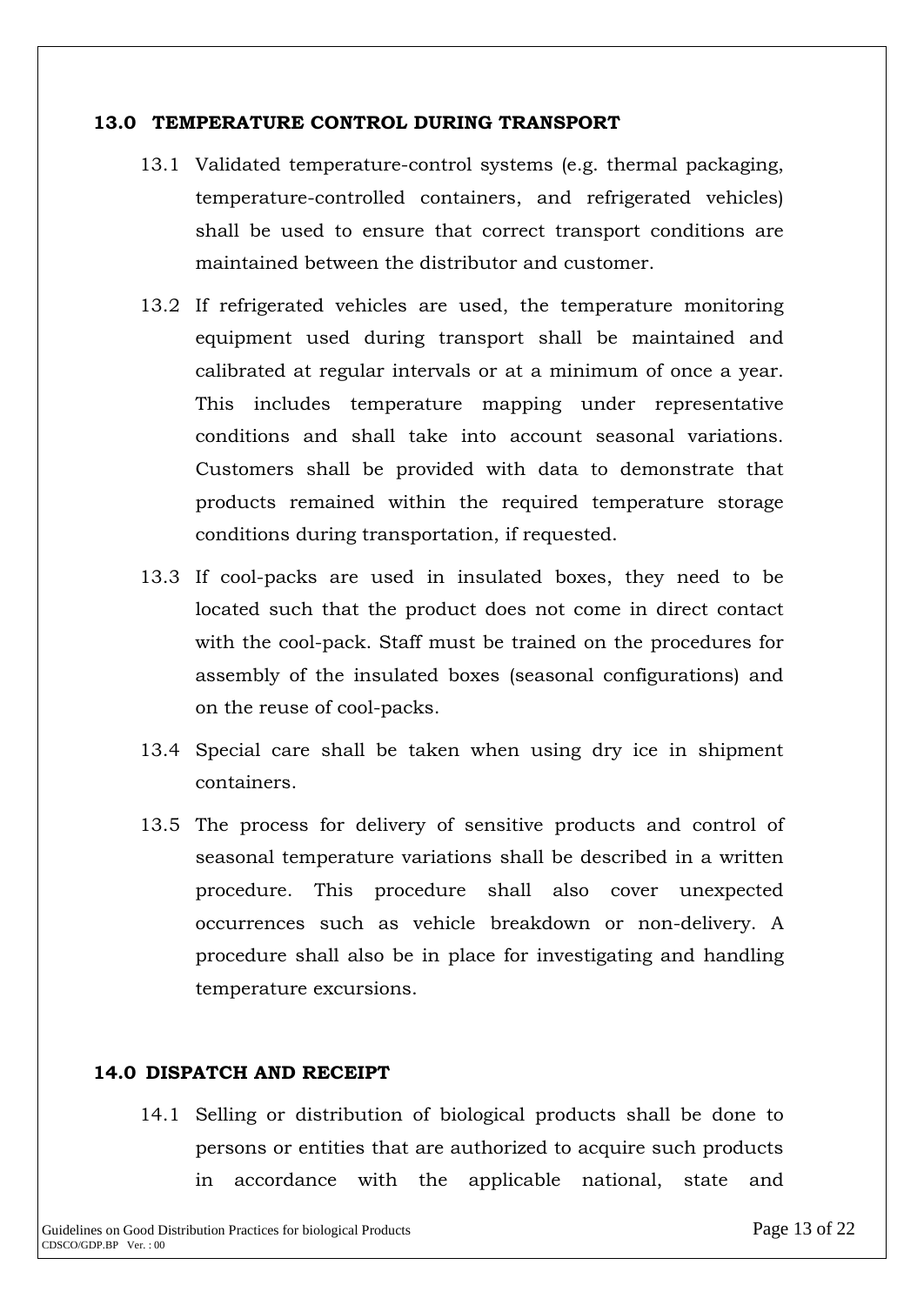## 13.0 TEMPERATURE CONTROL DURING TRANSPORT

13.1 Validated temperature-control systems (e.g. thermal packaging, temperature-controlled containers, and refrigerated vehicles) shall be used to ensure that correct transport conditions are maintained between the distributor and customer.

13.2 If refrigerated vehicles are used, the temperature monitoring equipment used during transport shall be maintained and calibrated at regular intervals or at a minimum of once a year. This includes temperature mapping under representative conditions and shall take into account seasonal variations. Customers shall be provided with data to demonstrate that products remained within the required temperature storage conditions during transportation, if requested.

13.3 If cool-packs are used in insulated boxes, they need to be located such that the product does not come in direct contact with the cool-pack. Staff must be trained on the procedures for assembly of the insulated boxes (seasonal configurations) and on the reuse of cool-packs.

13.4 Special care shall be taken when using dry ice in shipment containers.

13.5 The process for delivery of sensitive products and control of seasonal temperature variations shall be described in a written procedure. This procedure shall also cover unexpected occurrences such as vehicle breakdown or non-delivery. A procedure shall also be in place for investigating and handling temperature excursions.

## 14.0 DISPATCH AND RECEIPT

14.1 Selling or distribution of biological products shall be done to persons or entities that are authorized to acquire such products in accordance with the applicable national, state and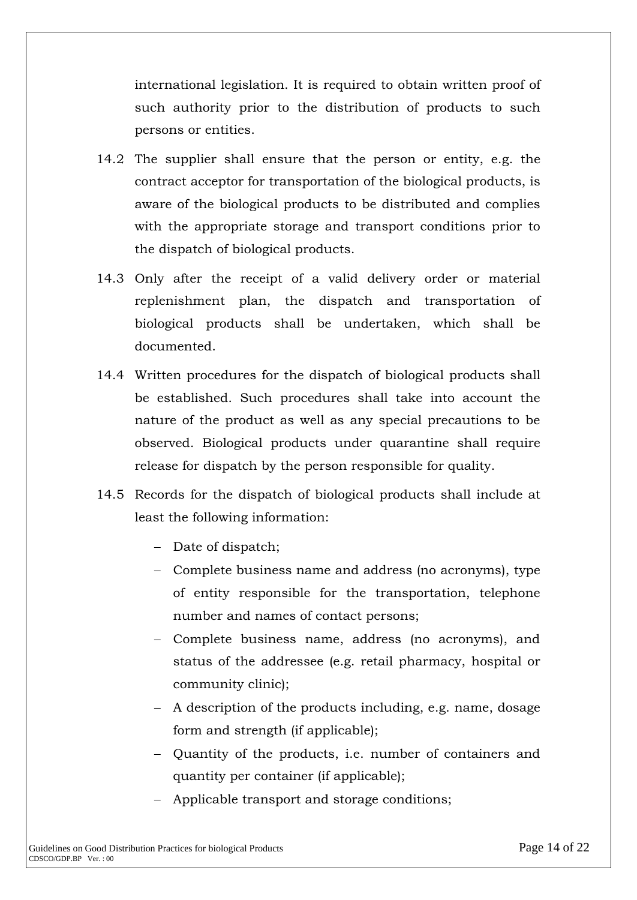international legislation. It is required to obtain written proof of such authority prior to the distribution of products to such persons or entities.

14.2 The supplier shall ensure that the person or entity, e.g. the contract acceptor for transportation of the biological products, is aware of the biological products to be distributed and complies with the appropriate storage and transport conditions prior to the dispatch of biological products.

14.3 Only after the receipt of a valid delivery order or material replenishment plan, the dispatch and transportation of biological products shall be undertaken, which shall be documented.

14.4 Written procedures for the dispatch of biological products shall be established. Such procedures shall take into account the nature of the product as well as any special precautions to be observed. Biological products under quarantine shall require release for dispatch by the person responsible for quality.

14.5 Records for the dispatch of biological products shall include at least the following information:

- Date of dispatch;
- Complete business name and address (no acronyms), type of entity responsible for the transportation, telephone number and names of contact persons;
- Complete business name, address (no acronyms), and status of the addressee (e.g. retail pharmacy, hospital or community clinic);
- A description of the products including, e.g. name, dosage form and strength (if applicable);
- Quantity of the products, i.e. number of containers and quantity per container (if applicable);
- Applicable transport and storage conditions;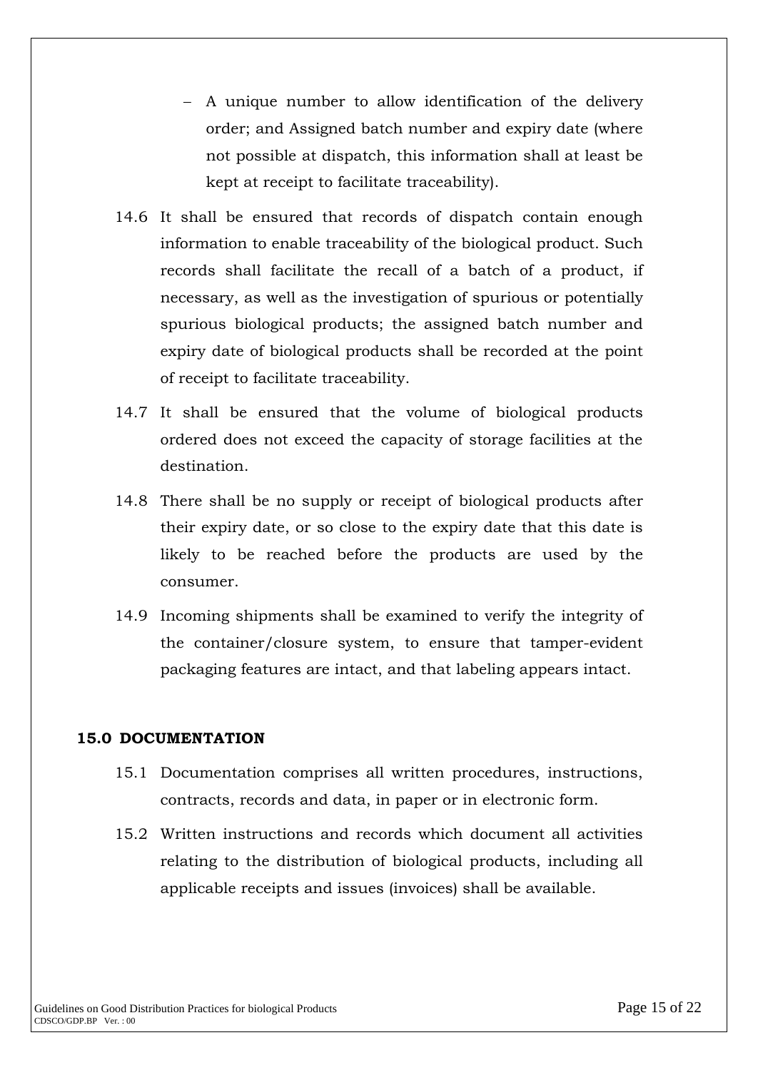- A unique number to allow identification of the delivery order; and Assigned batch number and expiry date (where not possible at dispatch, this information shall at least be kept at receipt to facilitate traceability).

14.6 It shall be ensured that records of dispatch contain enough information to enable traceability of the biological product. Such records shall facilitate the recall of a batch of a product, if necessary, as well as the investigation of spurious or potentially spurious biological products; the assigned batch number and expiry date of biological products shall be recorded at the point of receipt to facilitate traceability.

14.7 It shall be ensured that the volume of biological products ordered does not exceed the capacity of storage facilities at the destination.

14.8 There shall be no supply or receipt of biological products after their expiry date, or so close to the expiry date that this date is likely to be reached before the products are used by the consumer.

14.9 Incoming shipments shall be examined to verify the integrity of the container/closure system, to ensure that tamper-evident packaging features are intact, and that labeling appears intact.

## 15.0 DOCUMENTATION

15.1 Documentation comprises all written procedures, instructions, contracts, records and data, in paper or in electronic form.

15.2 Written instructions and records which document all activities relating to the distribution of biological products, including all applicable receipts and issues (invoices) shall be available.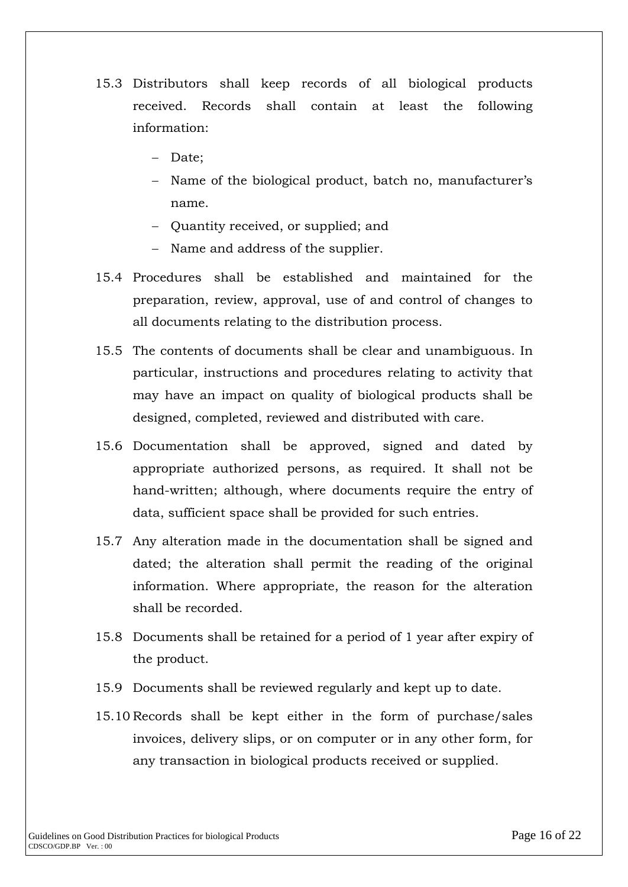15.3 Distributors shall keep records of all biological products received. Records shall contain at least the following information:

- Date;
- Name of the biological product, batch no, manufacturer's name.
- Quantity received, or supplied; and
- Name and address of the supplier.

15.4 Procedures shall be established and maintained for the preparation, review, approval, use of and control of changes to all documents relating to the distribution process.

15.5 The contents of documents shall be clear and unambiguous. In particular, instructions and procedures relating to activity that may have an impact on quality of biological products shall be designed, completed, reviewed and distributed with care.

15.6 Documentation shall be approved, signed and dated by appropriate authorized persons, as required. It shall not be hand-written; although, where documents require the entry of data, sufficient space shall be provided for such entries.

15.7 Any alteration made in the documentation shall be signed and dated; the alteration shall permit the reading of the original information. Where appropriate, the reason for the alteration shall be recorded.

15.8 Documents shall be retained for a period of 1 year after expiry of the product.

15.9 Documents shall be reviewed regularly and kept up to date.

15.10 Records shall be kept either in the form of purchase/sales invoices, delivery slips, or on computer or in any other form, for any transaction in biological products received or supplied.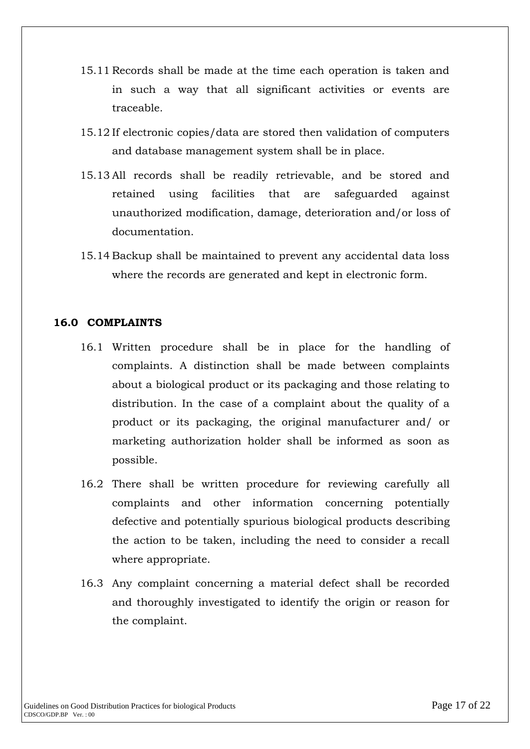15.11 Records shall be made at the time each operation is taken and in such a way that all significant activities or events are traceable.

15.12 If electronic copies/data are stored then validation of computers and database management system shall be in place.

15.13 All records shall be readily retrievable, and be stored and retained using facilities that are safeguarded against unauthorized modification, damage, deterioration and/or loss of documentation.

15.14 Backup shall be maintained to prevent any accidental data loss where the records are generated and kept in electronic form.

## 16.0 COMPLAINTS

16.1 Written procedure shall be in place for the handling of complaints. A distinction shall be made between complaints about a biological product or its packaging and those relating to distribution. In the case of a complaint about the quality of a product or its packaging, the original manufacturer and/ or marketing authorization holder shall be informed as soon as possible.

16.2 There shall be written procedure for reviewing carefully all complaints and other information concerning potentially defective and potentially spurious biological products describing the action to be taken, including the need to consider a recall where appropriate.

16.3 Any complaint concerning a material defect shall be recorded and thoroughly investigated to identify the origin or reason for the complaint.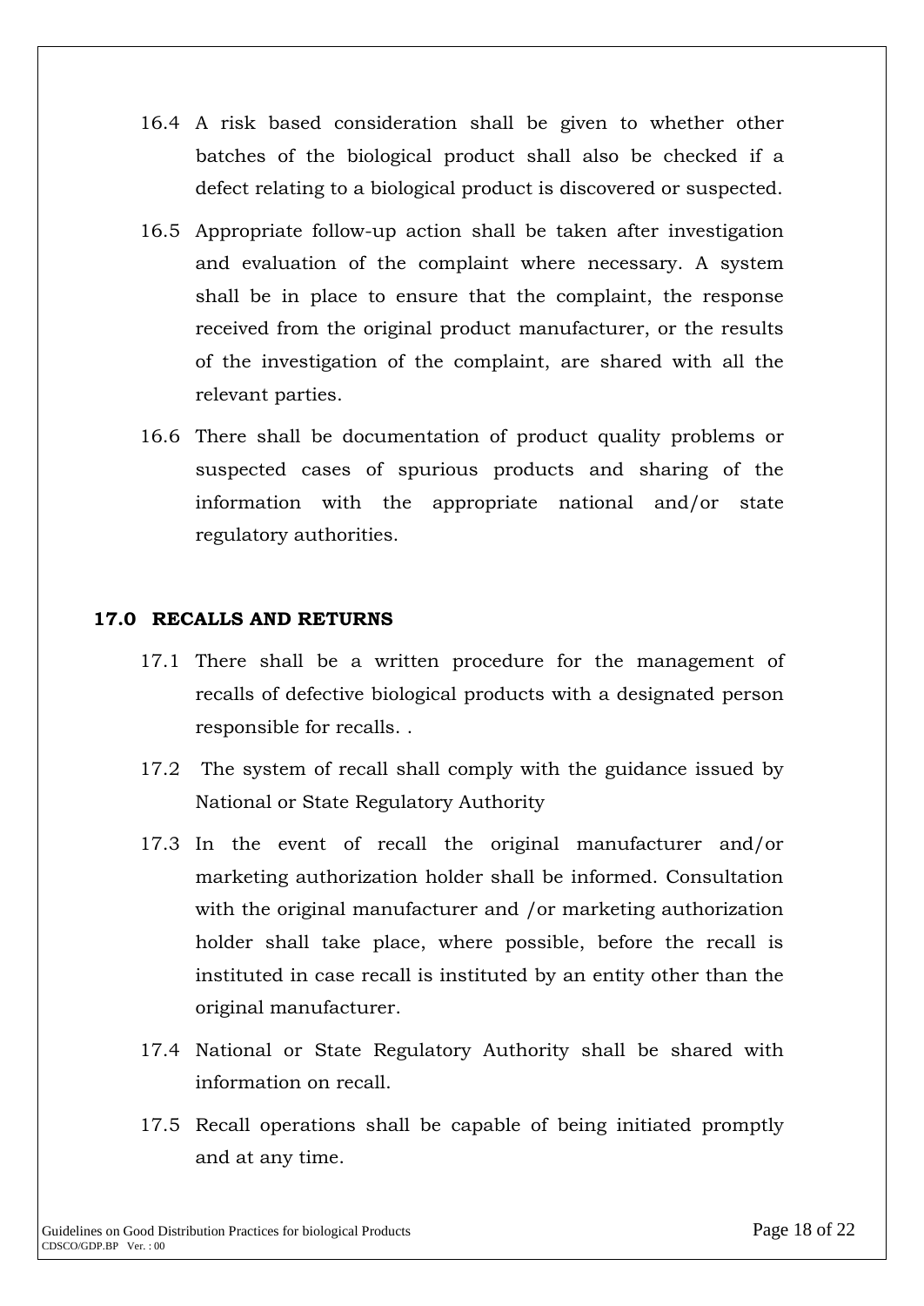16.4 A risk based consideration shall be given to whether other batches of the biological product shall also be checked if a defect relating to a biological product is discovered or suspected.

16.5 Appropriate follow-up action shall be taken after investigation and evaluation of the complaint where necessary. A system shall be in place to ensure that the complaint, the response received from the original product manufacturer, or the results of the investigation of the complaint, are shared with all the relevant parties.

16.6 There shall be documentation of product quality problems or suspected cases of spurious products and sharing of the information with the appropriate national and/or state regulatory authorities.

## 17.0 RECALLS AND RETURNS

17.1 There shall be a written procedure for the management of recalls of defective biological products with a designated person responsible for recalls. .

17.2 The system of recall shall comply with the guidance issued by National or State Regulatory Authority

17.3 In the event of recall the original manufacturer and/or marketing authorization holder shall be informed. Consultation with the original manufacturer and /or marketing authorization holder shall take place, where possible, before the recall is instituted in case recall is instituted by an entity other than the original manufacturer.

17.4 National or State Regulatory Authority shall be shared with information on recall.

17.5 Recall operations shall be capable of being initiated promptly and at any time.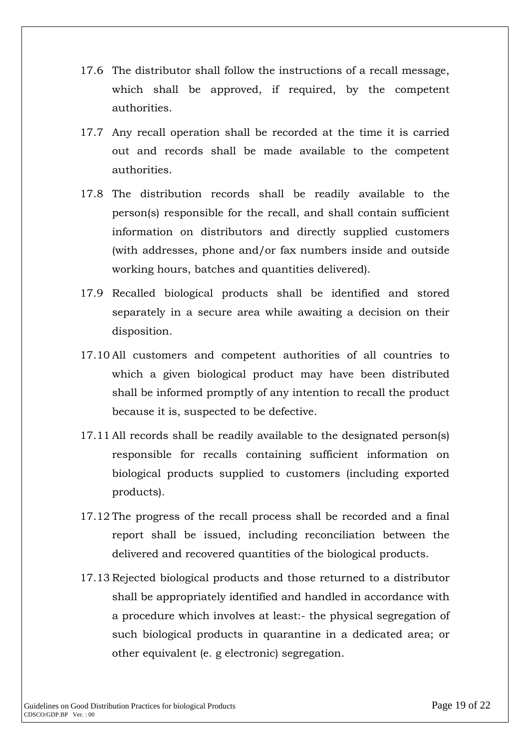17.6 The distributor shall follow the instructions of a recall message, which shall be approved, if required, by the competent authorities.

17.7 Any recall operation shall be recorded at the time it is carried out and records shall be made available to the competent authorities.

17.8 The distribution records shall be readily available to the person(s) responsible for the recall, and shall contain sufficient information on distributors and directly supplied customers (with addresses, phone and/or fax numbers inside and outside working hours, batches and quantities delivered).

17.9 Recalled biological products shall be identified and stored separately in a secure area while awaiting a decision on their disposition.

17.10 All customers and competent authorities of all countries to which a given biological product may have been distributed shall be informed promptly of any intention to recall the product because it is, suspected to be defective.

17.11 All records shall be readily available to the designated person(s) responsible for recalls containing sufficient information on biological products supplied to customers (including exported products).

17.12 The progress of the recall process shall be recorded and a final report shall be issued, including reconciliation between the delivered and recovered quantities of the biological products.

17.13 Rejected biological products and those returned to a distributor shall be appropriately identified and handled in accordance with a procedure which involves at least:- the physical segregation of such biological products in quarantine in a dedicated area; or other equivalent (e. g electronic) segregation.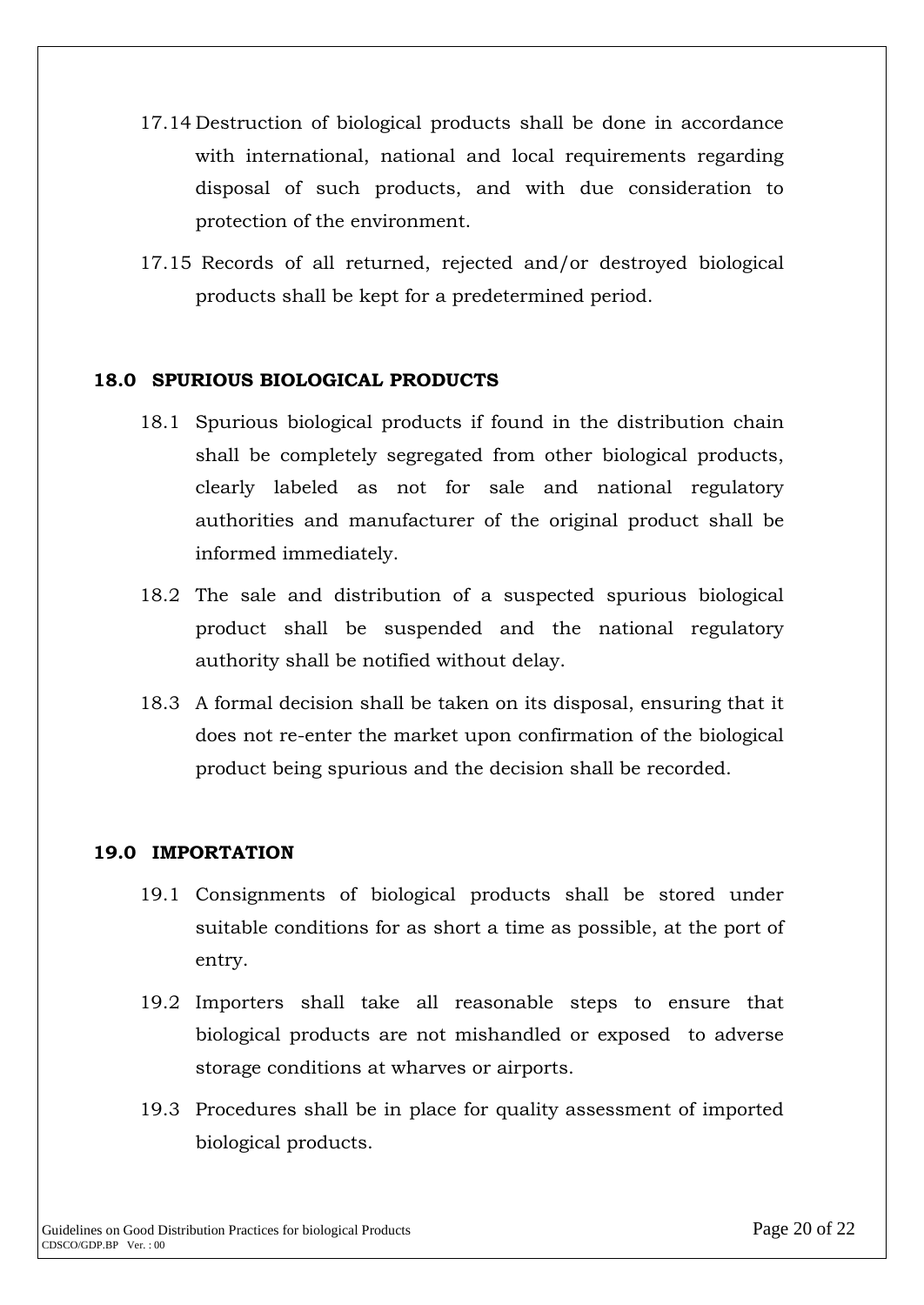17.14 Destruction of biological products shall be done in accordance with international, national and local requirements regarding disposal of such products, and with due consideration to protection of the environment.

17.15 Records of all returned, rejected and/or destroyed biological products shall be kept for a predetermined period.

## 18.0 SPURIOUS BIOLOGICAL PRODUCTS

18.1 Spurious biological products if found in the distribution chain shall be completely segregated from other biological products, clearly labeled as not for sale and national regulatory authorities and manufacturer of the original product shall be informed immediately.

18.2 The sale and distribution of a suspected spurious biological product shall be suspended and the national regulatory authority shall be notified without delay.

18.3 A formal decision shall be taken on its disposal, ensuring that it does not re-enter the market upon confirmation of the biological product being spurious and the decision shall be recorded.

## 19.0 IMPORTATION

19.1 Consignments of biological products shall be stored under suitable conditions for as short a time as possible, at the port of entry.

19.2 Importers shall take all reasonable steps to ensure that biological products are not mishandled or exposed to adverse storage conditions at wharves or airports.

19.3 Procedures shall be in place for quality assessment of imported biological products.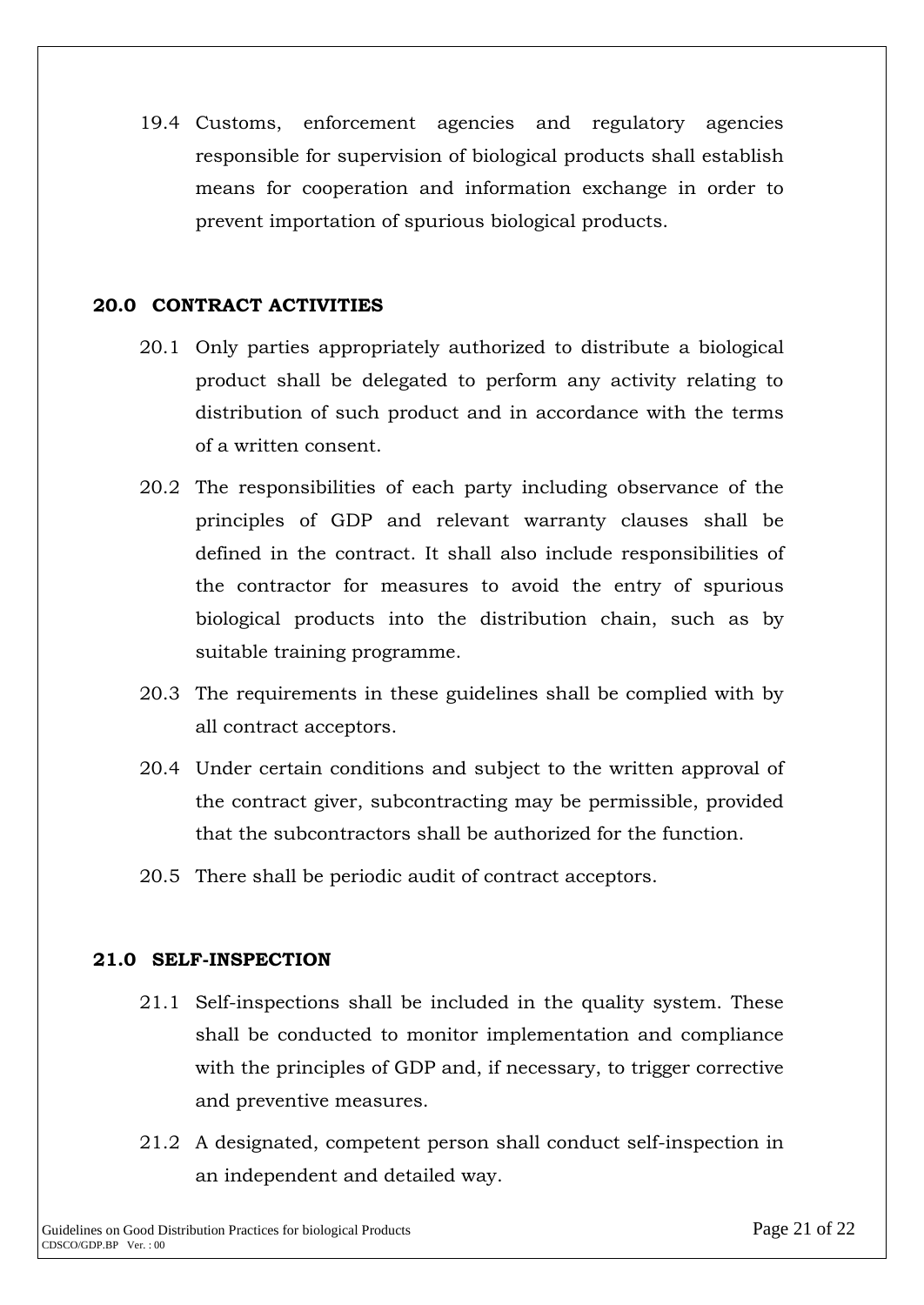19.4 Customs, enforcement agencies and regulatory agencies responsible for supervision of biological products shall establish means for cooperation and information exchange in order to prevent importation of spurious biological products.

## 20.0 CONTRACT ACTIVITIES

20.1 Only parties appropriately authorized to distribute a biological product shall be delegated to perform any activity relating to distribution of such product and in accordance with the terms of a written consent.

20.2 The responsibilities of each party including observance of the principles of GDP and relevant warranty clauses shall be defined in the contract. It shall also include responsibilities of the contractor for measures to avoid the entry of spurious biological products into the distribution chain, such as by suitable training programme.

20.3 The requirements in these guidelines shall be complied with by all contract acceptors.

20.4 Under certain conditions and subject to the written approval of the contract giver, subcontracting may be permissible, provided that the subcontractors shall be authorized for the function.

20.5 There shall be periodic audit of contract acceptors.

## 21.0 SELF-INSPECTION

21.1 Self-inspections shall be included in the quality system. These shall be conducted to monitor implementation and compliance with the principles of GDP and, if necessary, to trigger corrective and preventive measures.

21.2 A designated, competent person shall conduct self-inspection in an independent and detailed way.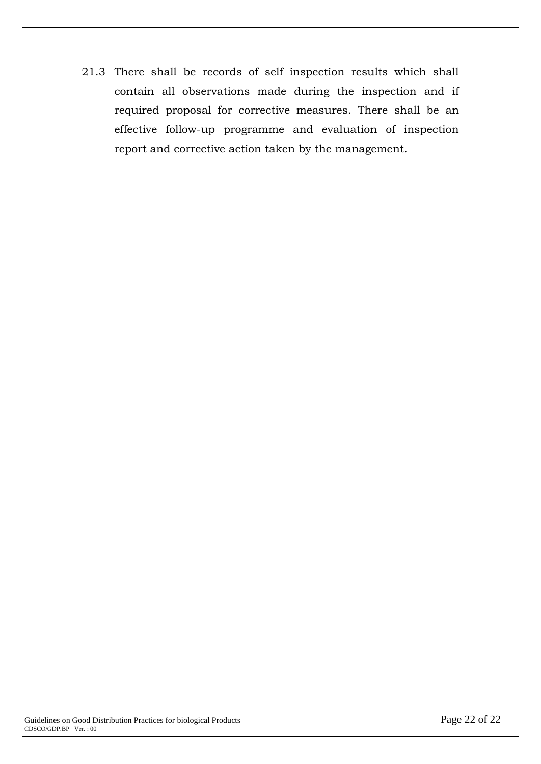21.3 There shall be records of self inspection results which shall contain all observations made during the inspection and if required proposal for corrective measures. There shall be an effective follow-up programme and evaluation of inspection report and corrective action taken by the management.